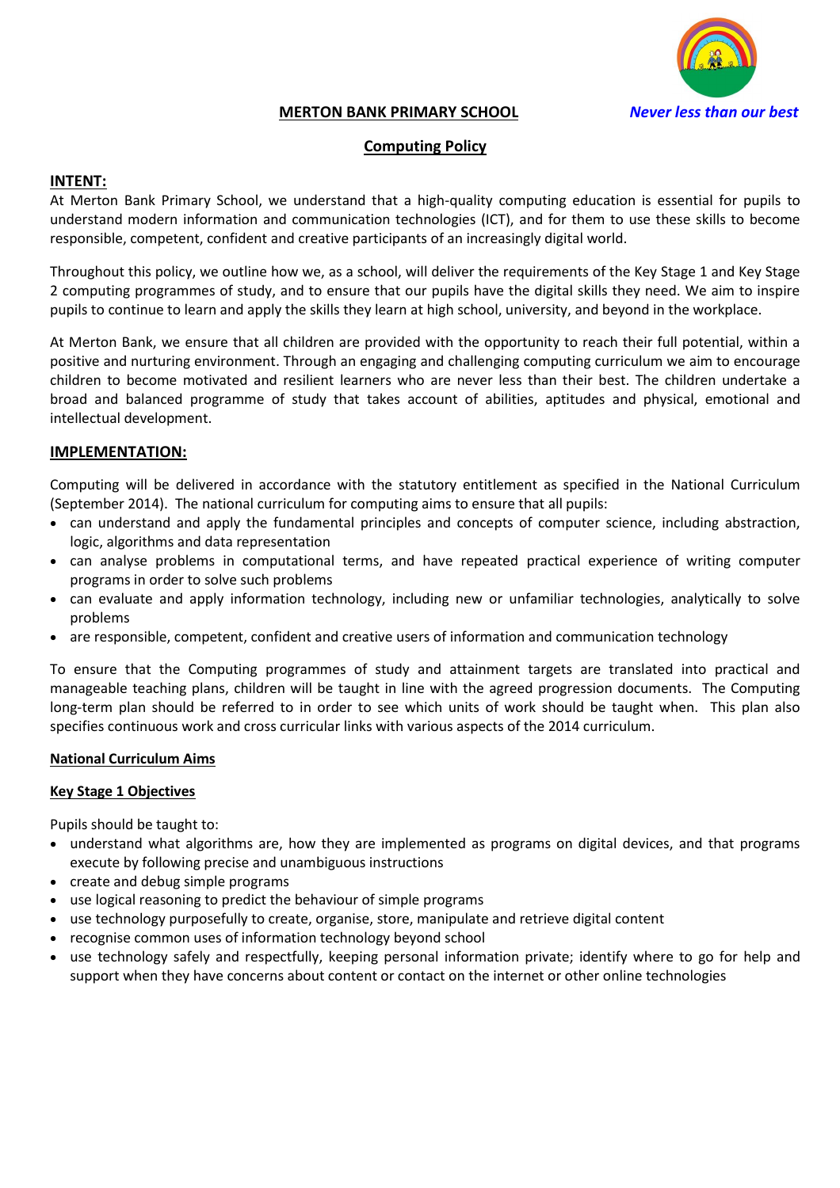**MERTON BANK PRIMARY SCHOOL** ***Never less than our best***

# Computing Policy

## INTENT:

At Merton Bank Primary School, we understand that a high-quality computing education is essential for pupils to understand modern information and communication technologies (ICT), and for them to use these skills to become responsible, competent, confident and creative participants of an increasingly digital world.

Throughout this policy, we outline how we, as a school, will deliver the requirements of the Key Stage 1 and Key Stage 2 computing programmes of study, and to ensure that our pupils have the digital skills they need. We aim to inspire pupils to continue to learn and apply the skills they learn at high school, university, and beyond in the workplace.

At Merton Bank, we ensure that all children are provided with the opportunity to reach their full potential, within a positive and nurturing environment. Through an engaging and challenging computing curriculum we aim to encourage children to become motivated and resilient learners who are never less than their best. The children undertake a broad and balanced programme of study that takes account of abilities, aptitudes and physical, emotional and intellectual development.

## IMPLEMENTATION:

Computing will be delivered in accordance with the statutory entitlement as specified in the National Curriculum (September 2014). The national curriculum for computing aims to ensure that all pupils:

- can understand and apply the fundamental principles and concepts of computer science, including abstraction, logic, algorithms and data representation
- can analyse problems in computational terms, and have repeated practical experience of writing computer programs in order to solve such problems
- can evaluate and apply information technology, including new or unfamiliar technologies, analytically to solve problems
- are responsible, competent, confident and creative users of information and communication technology

To ensure that the Computing programmes of study and attainment targets are translated into practical and manageable teaching plans, children will be taught in line with the agreed progression documents. The Computing long-term plan should be referred to in order to see which units of work should be taught when. This plan also specifies continuous work and cross curricular links with various aspects of the 2014 curriculum.

### National Curriculum Aims

### Key Stage 1 Objectives

Pupils should be taught to:

- understand what algorithms are, how they are implemented as programs on digital devices, and that programs execute by following precise and unambiguous instructions
- create and debug simple programs
- use logical reasoning to predict the behaviour of simple programs
- use technology purposefully to create, organise, store, manipulate and retrieve digital content
- recognise common uses of information technology beyond school
- use technology safely and respectfully, keeping personal information private; identify where to go for help and support when they have concerns about content or contact on the internet or other online technologies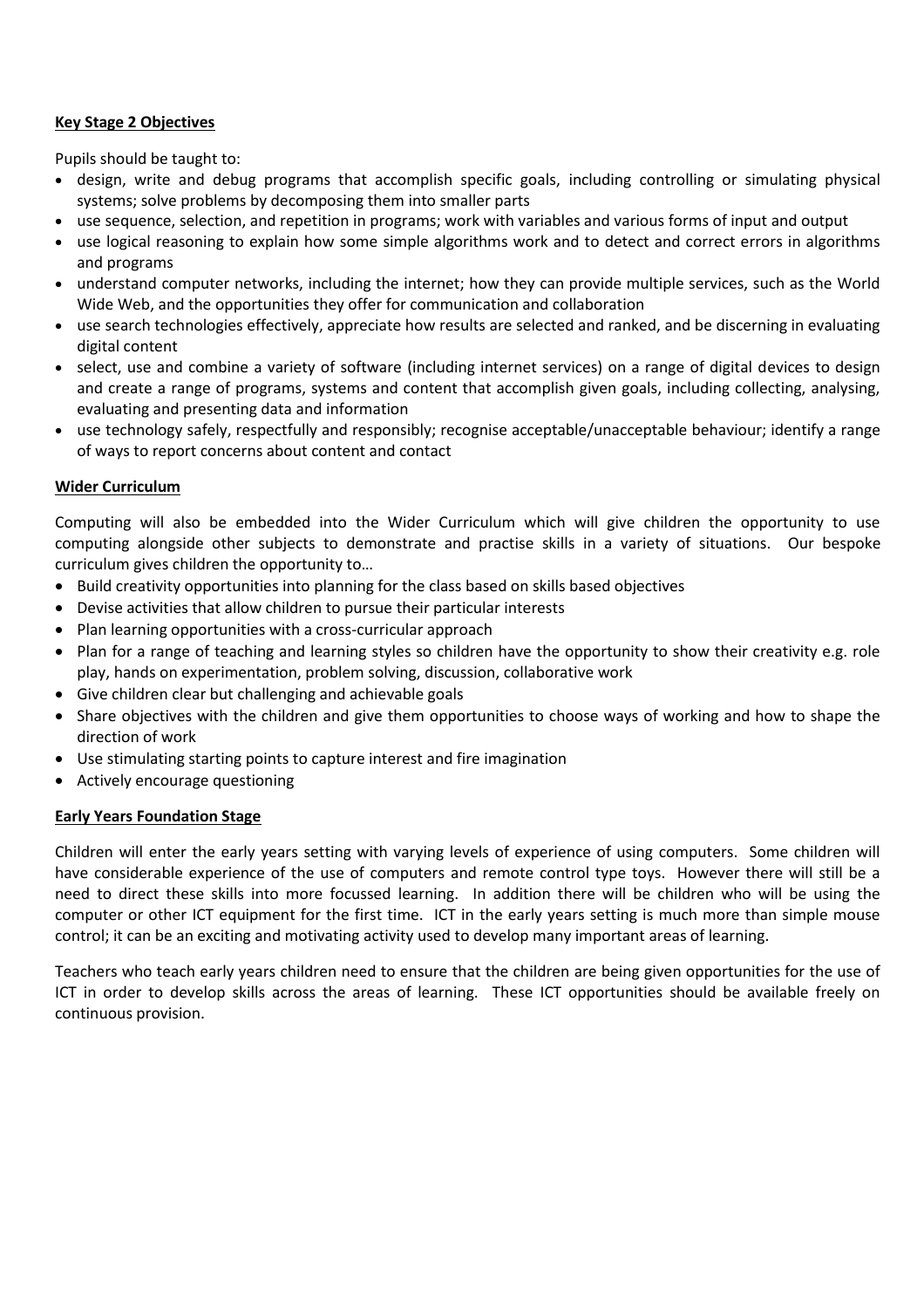## Key Stage 2 Objectives

Pupils should be taught to:

- design, write and debug programs that accomplish specific goals, including controlling or simulating physical systems; solve problems by decomposing them into smaller parts
- use sequence, selection, and repetition in programs; work with variables and various forms of input and output
- use logical reasoning to explain how some simple algorithms work and to detect and correct errors in algorithms and programs
- understand computer networks, including the internet; how they can provide multiple services, such as the World Wide Web, and the opportunities they offer for communication and collaboration
- use search technologies effectively, appreciate how results are selected and ranked, and be discerning in evaluating digital content
- select, use and combine a variety of software (including internet services) on a range of digital devices to design and create a range of programs, systems and content that accomplish given goals, including collecting, analysing, evaluating and presenting data and information
- use technology safely, respectfully and responsibly; recognise acceptable/unacceptable behaviour; identify a range of ways to report concerns about content and contact

## Wider Curriculum

Computing will also be embedded into the Wider Curriculum which will give children the opportunity to use computing alongside other subjects to demonstrate and practise skills in a variety of situations. Our bespoke curriculum gives children the opportunity to…

- Build creativity opportunities into planning for the class based on skills based objectives
- Devise activities that allow children to pursue their particular interests
- Plan learning opportunities with a cross-curricular approach
- Plan for a range of teaching and learning styles so children have the opportunity to show their creativity e.g. role play, hands on experimentation, problem solving, discussion, collaborative work
- Give children clear but challenging and achievable goals
- Share objectives with the children and give them opportunities to choose ways of working and how to shape the direction of work
- Use stimulating starting points to capture interest and fire imagination
- Actively encourage questioning

## Early Years Foundation Stage

Children will enter the early years setting with varying levels of experience of using computers. Some children will have considerable experience of the use of computers and remote control type toys. However there will still be a need to direct these skills into more focussed learning. In addition there will be children who will be using the computer or other ICT equipment for the first time. ICT in the early years setting is much more than simple mouse control; it can be an exciting and motivating activity used to develop many important areas of learning.

Teachers who teach early years children need to ensure that the children are being given opportunities for the use of ICT in order to develop skills across the areas of learning. These ICT opportunities should be available freely on continuous provision.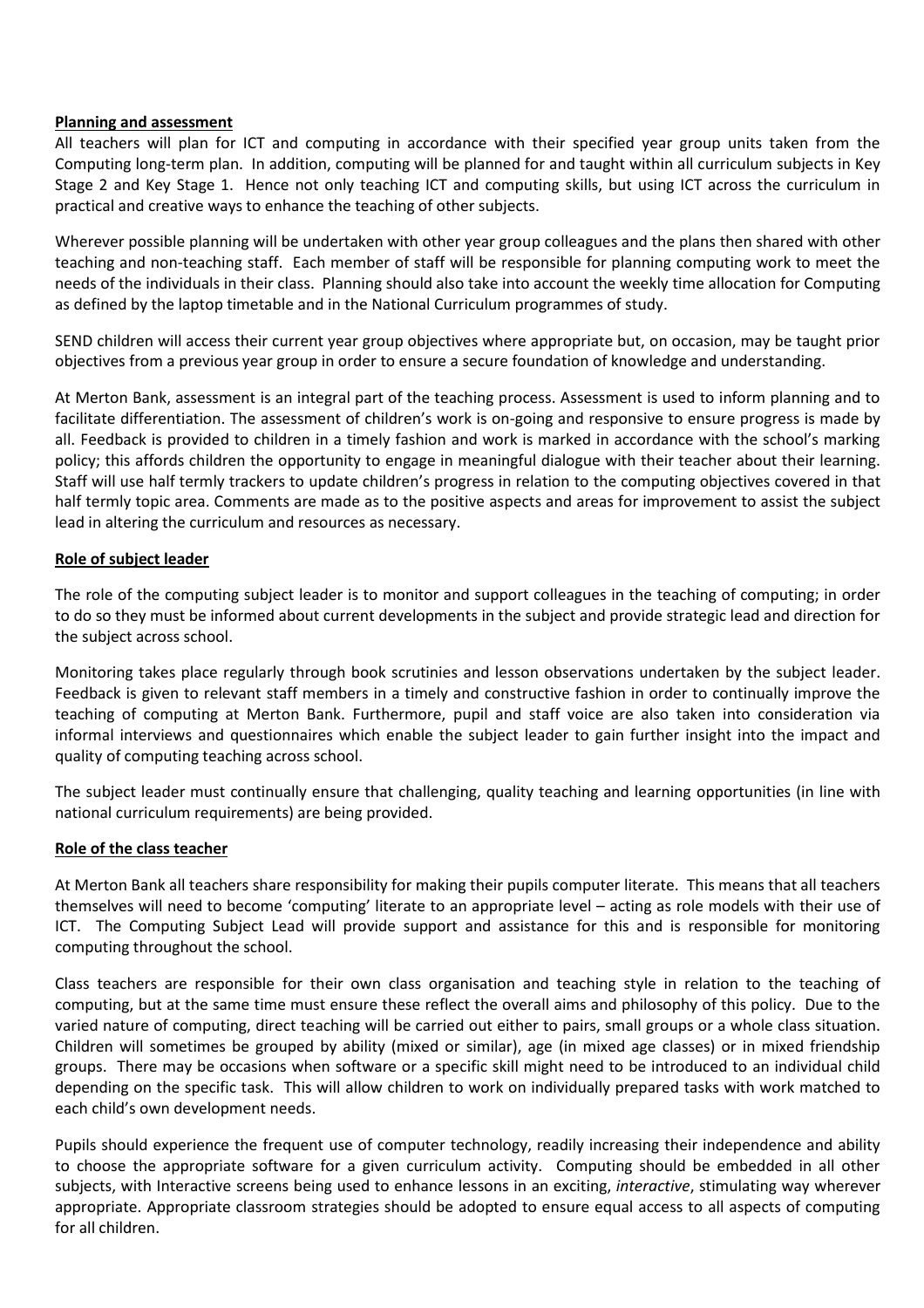**Planning and assessment**

All teachers will plan for ICT and computing in accordance with their specified year group units taken from the Computing long-term plan. In addition, computing will be planned for and taught within all curriculum subjects in Key Stage 2 and Key Stage 1. Hence not only teaching ICT and computing skills, but using ICT across the curriculum in practical and creative ways to enhance the teaching of other subjects.

Wherever possible planning will be undertaken with other year group colleagues and the plans then shared with other teaching and non-teaching staff. Each member of staff will be responsible for planning computing work to meet the needs of the individuals in their class. Planning should also take into account the weekly time allocation for Computing as defined by the laptop timetable and in the National Curriculum programmes of study.

SEND children will access their current year group objectives where appropriate but, on occasion, may be taught prior objectives from a previous year group in order to ensure a secure foundation of knowledge and understanding.

At Merton Bank, assessment is an integral part of the teaching process. Assessment is used to inform planning and to facilitate differentiation. The assessment of children's work is on-going and responsive to ensure progress is made by all. Feedback is provided to children in a timely fashion and work is marked in accordance with the school's marking policy; this affords children the opportunity to engage in meaningful dialogue with their teacher about their learning. Staff will use half termly trackers to update children's progress in relation to the computing objectives covered in that half termly topic area. Comments are made as to the positive aspects and areas for improvement to assist the subject lead in altering the curriculum and resources as necessary.

**Role of subject leader**

The role of the computing subject leader is to monitor and support colleagues in the teaching of computing; in order to do so they must be informed about current developments in the subject and provide strategic lead and direction for the subject across school.

Monitoring takes place regularly through book scrutinies and lesson observations undertaken by the subject leader. Feedback is given to relevant staff members in a timely and constructive fashion in order to continually improve the teaching of computing at Merton Bank. Furthermore, pupil and staff voice are also taken into consideration via informal interviews and questionnaires which enable the subject leader to gain further insight into the impact and quality of computing teaching across school.

The subject leader must continually ensure that challenging, quality teaching and learning opportunities (in line with national curriculum requirements) are being provided.

**Role of the class teacher**

At Merton Bank all teachers share responsibility for making their pupils computer literate. This means that all teachers themselves will need to become 'computing' literate to an appropriate level – acting as role models with their use of ICT. The Computing Subject Lead will provide support and assistance for this and is responsible for monitoring computing throughout the school.

Class teachers are responsible for their own class organisation and teaching style in relation to the teaching of computing, but at the same time must ensure these reflect the overall aims and philosophy of this policy. Due to the varied nature of computing, direct teaching will be carried out either to pairs, small groups or a whole class situation. Children will sometimes be grouped by ability (mixed or similar), age (in mixed age classes) or in mixed friendship groups. There may be occasions when software or a specific skill might need to be introduced to an individual child depending on the specific task. This will allow children to work on individually prepared tasks with work matched to each child's own development needs.

Pupils should experience the frequent use of computer technology, readily increasing their independence and ability to choose the appropriate software for a given curriculum activity. Computing should be embedded in all other subjects, with Interactive screens being used to enhance lessons in an exciting, *interactive*, stimulating way wherever appropriate. Appropriate classroom strategies should be adopted to ensure equal access to all aspects of computing for all children.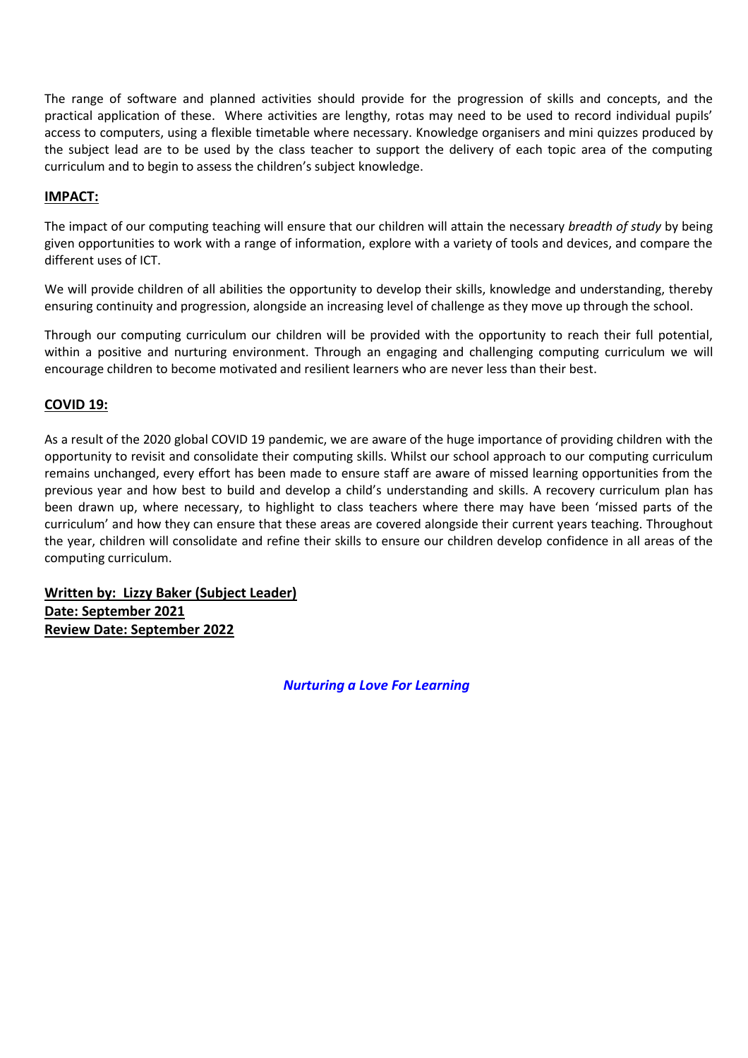The range of software and planned activities should provide for the progression of skills and concepts, and the practical application of these. Where activities are lengthy, rotas may need to be used to record individual pupils' access to computers, using a flexible timetable where necessary. Knowledge organisers and mini quizzes produced by the subject lead are to be used by the class teacher to support the delivery of each topic area of the computing curriculum and to begin to assess the children's subject knowledge.

## **IMPACT:**

The impact of our computing teaching will ensure that our children will attain the necessary *breadth of study* by being given opportunities to work with a range of information, explore with a variety of tools and devices, and compare the different uses of ICT.

We will provide children of all abilities the opportunity to develop their skills, knowledge and understanding, thereby ensuring continuity and progression, alongside an increasing level of challenge as they move up through the school.

Through our computing curriculum our children will be provided with the opportunity to reach their full potential, within a positive and nurturing environment. Through an engaging and challenging computing curriculum we will encourage children to become motivated and resilient learners who are never less than their best.

## **COVID 19:**

As a result of the 2020 global COVID 19 pandemic, we are aware of the huge importance of providing children with the opportunity to revisit and consolidate their computing skills. Whilst our school approach to our computing curriculum remains unchanged, every effort has been made to ensure staff are aware of missed learning opportunities from the previous year and how best to build and develop a child's understanding and skills. A recovery curriculum plan has been drawn up, where necessary, to highlight to class teachers where there may have been 'missed parts of the curriculum' and how they can ensure that these areas are covered alongside their current years teaching. Throughout the year, children will consolidate and refine their skills to ensure our children develop confidence in all areas of the computing curriculum.

**Written by: Lizzy Baker (Subject Leader)**
**Date: September 2021**
**Review Date: September 2022**

***Nurturing a Love For Learning***